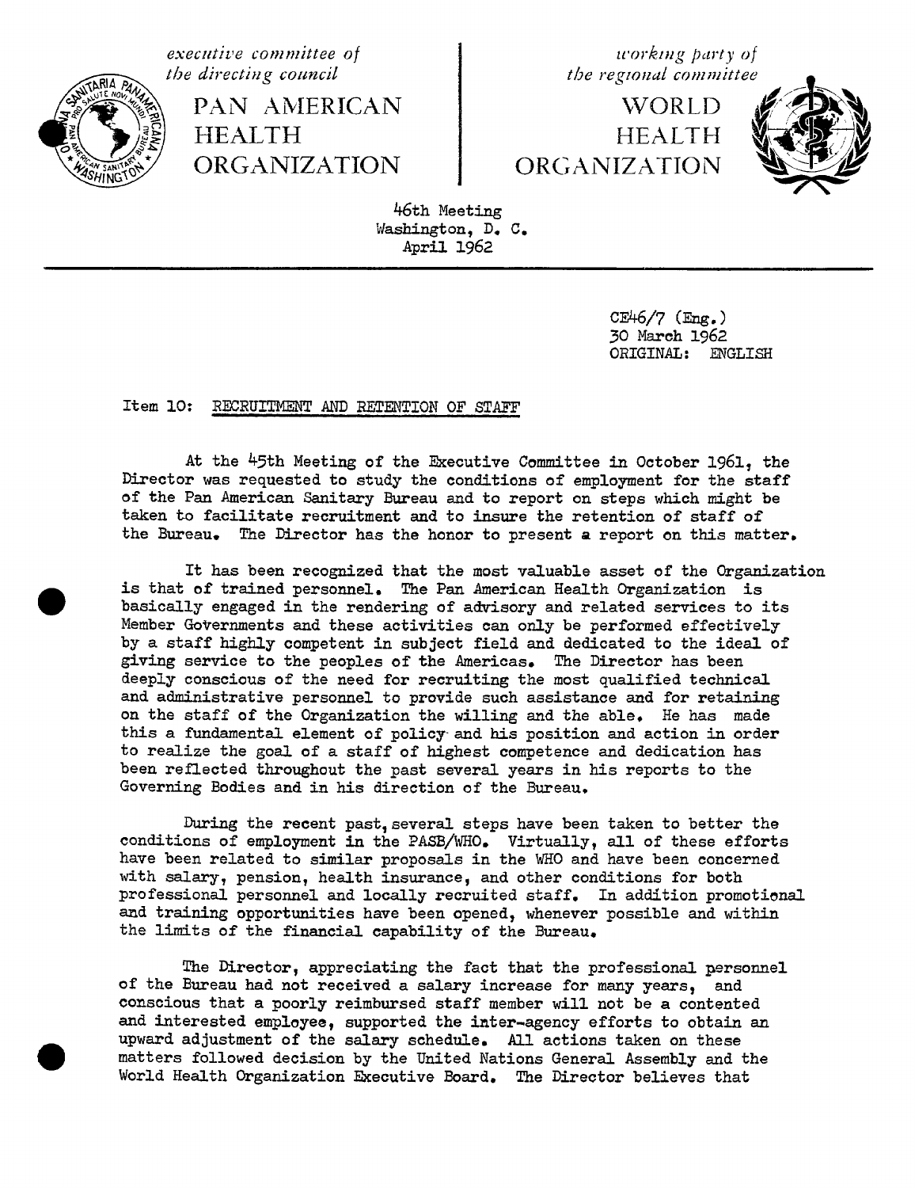*executive committee of the directing council*

PAN AMERICAN HEALTH ORGANIZATION

*working party of the regional committee*

WORLD HEALTH ORGANIZATION

46th Meeting
Washington, D. C.
April 1962

CE46/7 (Eng.)
30 March 1962
ORIGINAL: ENGLISH

Item 10: RECRUITMENT AND RETENTION OF STAFF

At the 45th Meeting of the Executive Committee in October 1961, the Director was requested to study the conditions of employment for the staff of the Pan American Sanitary Bureau and to report on steps which might be taken to facilitate recruitment and to insure the retention of staff of the Bureau. The Director has the honor to present a report on this matter.

It has been recognized that the most valuable asset of the Organization is that of trained personnel. The Pan American Health Organization is basically engaged in the rendering of advisory and related services to its Member Governments and these activities can only be performed effectively by a staff highly competent in subject field and dedicated to the ideal of giving service to the peoples of the Americas. The Director has been deeply conscious of the need for recruiting the most qualified technical and administrative personnel to provide such assistance and for retaining on the staff of the Organization the willing and the able. He has made this a fundamental element of policy and his position and action in order to realize the goal of a staff of highest competence and dedication has been reflected throughout the past several years in his reports to the Governing Bodies and in his direction of the Bureau.

During the recent past, several steps have been taken to better the conditions of employment in the PASB/WHO. Virtually, all of these efforts have been related to similar proposals in the WHO and have been concerned with salary, pension, health insurance, and other conditions for both professional personnel and locally recruited staff. In addition promotional and training opportunities have been opened, whenever possible and within the limits of the financial capability of the Bureau.

The Director, appreciating the fact that the professional personnel of the Bureau had not received a salary increase for many years, and conscious that a poorly reimbursed staff member will not be a contented and interested employee, supported the inter-agency efforts to obtain an upward adjustment of the salary schedule. All actions taken on these matters followed decision by the United Nations General Assembly and the World Health Organization Executive Board. The Director believes that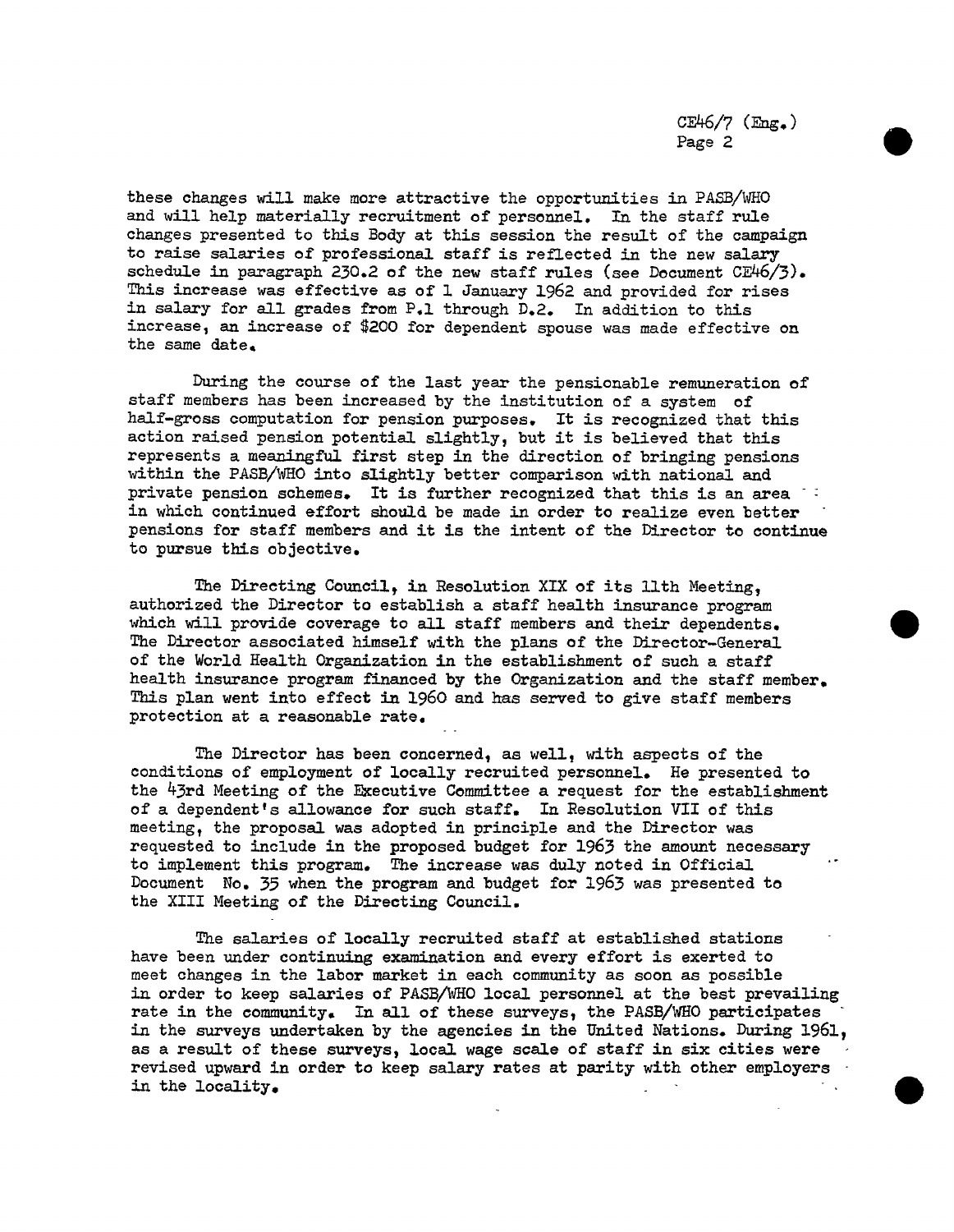these changes will make more attractive the opportunities in PASB/WHO and will help materially recruitment of personnel. In the staff rule changes presented to this Body at this session the result of the campaign to raise salaries of professional staff is reflected in the new salary schedule in paragraph 230.2 of the new staff rules (see Document CE46/3). This increase was effective as of 1 January 1962 and provided for rises in salary for all grades from P.1 through D.2. In addition to this increase, an increase of $200 for dependent spouse was made effective on the same date.

During the course of the last year the pensionable remuneration of staff members has been increased by the institution of a system of half-gross computation for pension purposes. It is recognized that this action raised pension potential slightly, but it is believed that this represents a meaningful first step in the direction of bringing pensions within the PASB/WHO into slightly better comparison with national and private pension schemes. It is further recognized that this is an area in which continued effort should be made in order to realize even better pensions for staff members and it is the intent of the Director to continue to pursue this objective.

The Directing Council, in Resolution XIX of its 11th Meeting, authorized the Director to establish a staff health insurance program which will provide coverage to all staff members and their dependents. The Director associated himself with the plans of the Director-General of the World Health Organization in the establishment of such a staff health insurance program financed by the Organization and the staff member. This plan went into effect in 1960 and has served to give staff members protection at a reasonable rate.

The Director has been concerned, as well, with aspects of the conditions of employment of locally recruited personnel. He presented to the 43rd Meeting of the Executive Committee a request for the establishment of a dependent's allowance for such staff. In Resolution VII of this meeting, the proposal was adopted in principle and the Director was requested to include in the proposed budget for 1963 the amount necessary to implement this program. The increase was duly noted in Official Document No. 35 when the program and budget for 1963 was presented to the XIII Meeting of the Directing Council.

The salaries of locally recruited staff at established stations have been under continuing examination and every effort is exerted to meet changes in the labor market in each community as soon as possible in order to keep salaries of PASB/WHO local personnel at the best prevailing rate in the community. In all of these surveys, the PASB/WHO participates in the surveys undertaken by the agencies in the United Nations. During 1961, as a result of these surveys, local wage scale of staff in six cities were revised upward in order to keep salary rates at parity with other employers in the locality.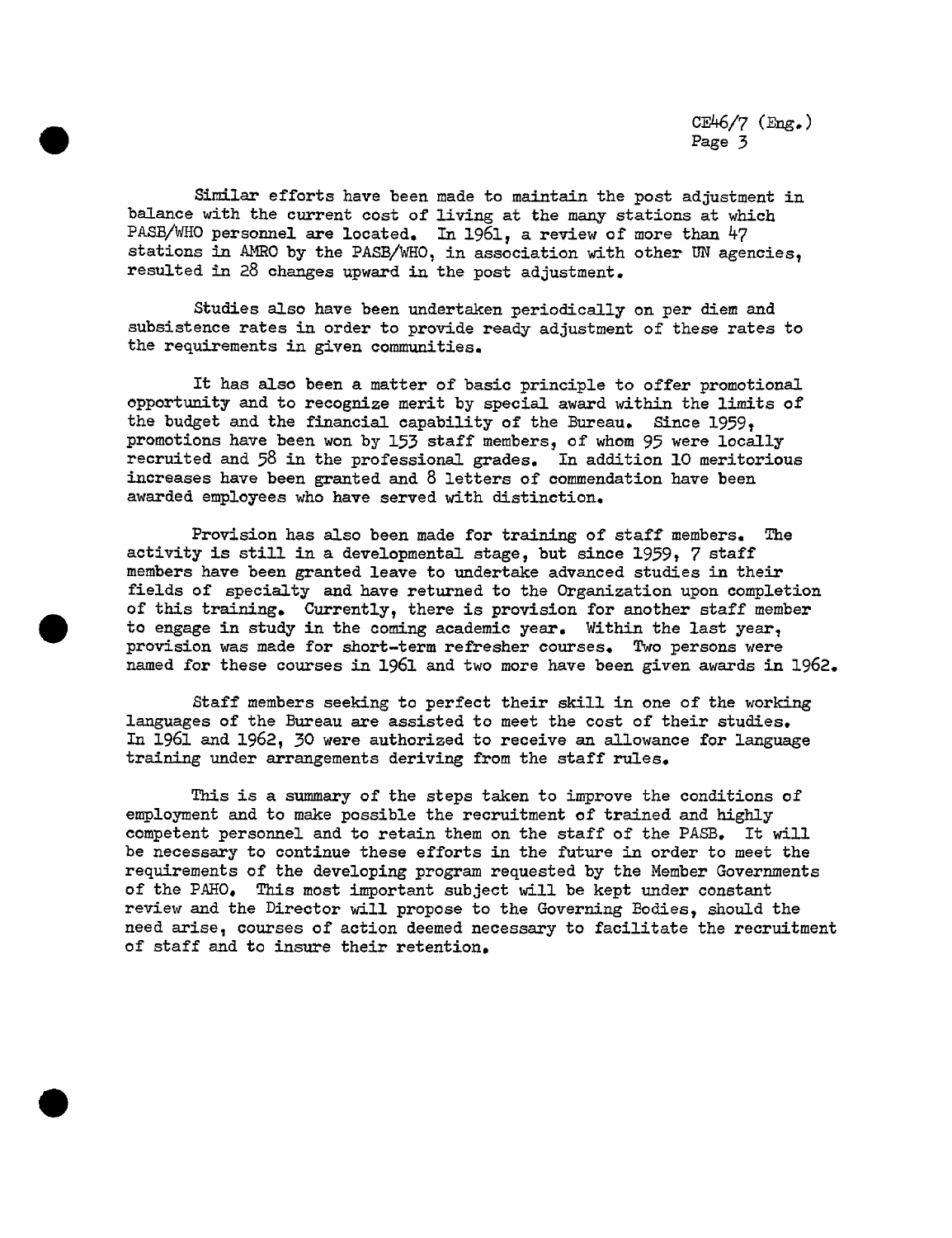Similar efforts have been made to maintain the post adjustment in balance with the current cost of living at the many stations at which PASB/WHO personnel are located. In 1961, a review of more than 47 stations in AMRO by the PASB/WHO, in association with other UN agencies, resulted in 28 changes upward in the post adjustment.

Studies also have been undertaken periodically on per diem and subsistence rates in order to provide ready adjustment of these rates to the requirements in given communities.

It has also been a matter of basic principle to offer promotional opportunity and to recognize merit by special award within the limits of the budget and the financial capability of the Bureau. Since 1959, promotions have been won by 153 staff members, of whom 95 were locally recruited and 58 in the professional grades. In addition 10 meritorious increases have been granted and 8 letters of commendation have been awarded employees who have served with distinction.

Provision has also been made for training of staff members. The activity is still in a developmental stage, but since 1959, 7 staff members have been granted leave to undertake advanced studies in their fields of specialty and have returned to the Organization upon completion of this training. Currently, there is provision for another staff member to engage in study in the coming academic year. Within the last year, provision was made for short-term refresher courses. Two persons were named for these courses in 1961 and two more have been given awards in 1962.

Staff members seeking to perfect their skill in one of the working languages of the Bureau are assisted to meet the cost of their studies. In 1961 and 1962, 30 were authorized to receive an allowance for language training under arrangements deriving from the staff rules.

This is a summary of the steps taken to improve the conditions of employment and to make possible the recruitment of trained and highly competent personnel and to retain them on the staff of the PASB. It will be necessary to continue these efforts in the future in order to meet the requirements of the developing program requested by the Member Governments of the PAHO. This most important subject will be kept under constant review and the Director will propose to the Governing Bodies, should the need arise, courses of action deemed necessary to facilitate the recruitment of staff and to insure their retention.